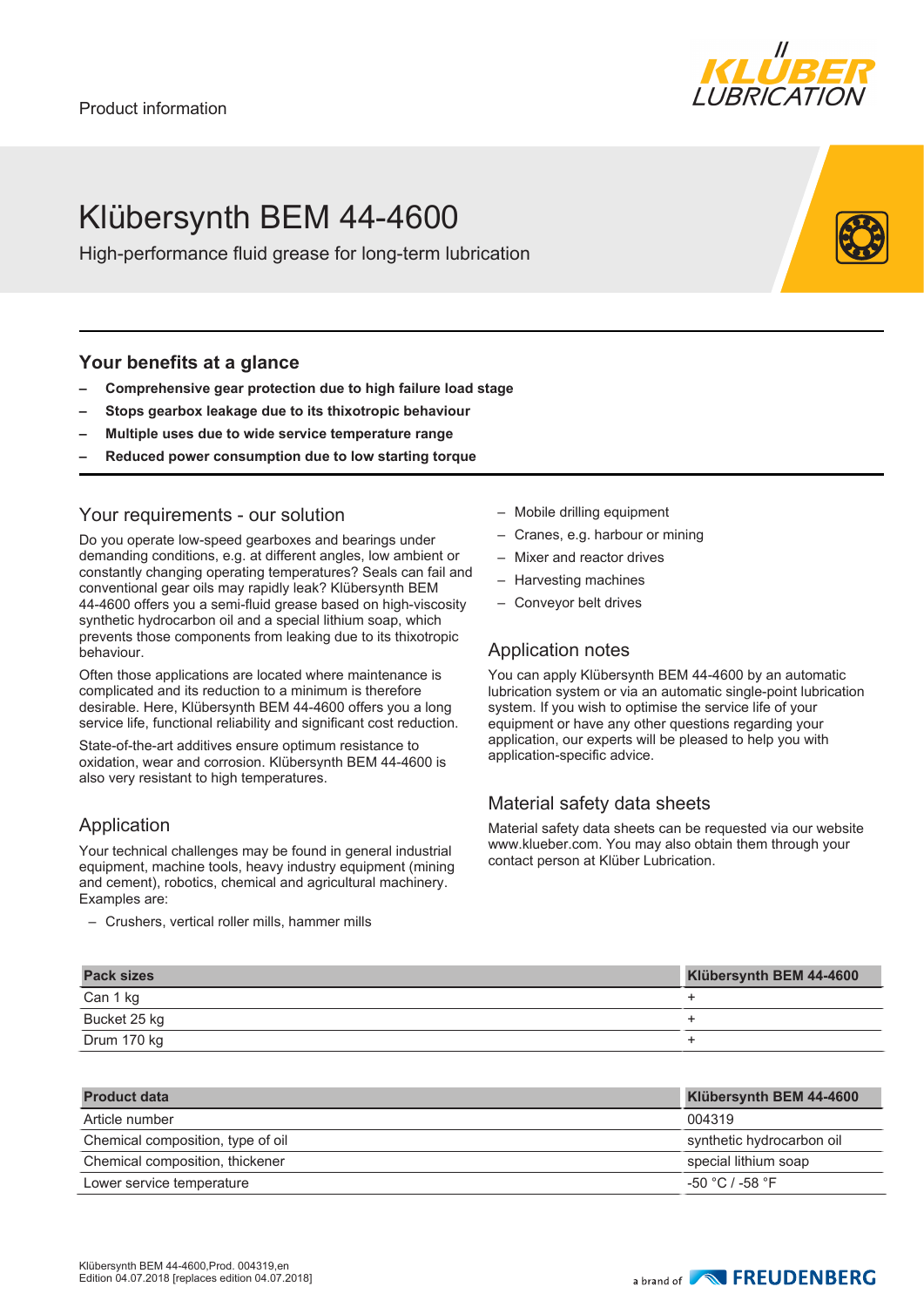Product information

# Klübersynth BEM 44-4600

High-performance fluid grease for long-term lubrication

## Your benefits at a glance

- **Comprehensive gear protection due to high failure load stage**
- **Stops gearbox leakage due to its thixotropic behaviour**
- **Multiple uses due to wide service temperature range**
- **Reduced power consumption due to low starting torque**

## Your requirements - our solution

Do you operate low-speed gearboxes and bearings under demanding conditions, e.g. at different angles, low ambient or constantly changing operating temperatures? Seals can fail and conventional gear oils may rapidly leak? Klübersynth BEM 44-4600 offers you a semi-fluid grease based on high-viscosity synthetic hydrocarbon oil and a special lithium soap, which prevents those components from leaking due to its thixotropic behaviour.

Often those applications are located where maintenance is complicated and its reduction to a minimum is therefore desirable. Here, Klübersynth BEM 44-4600 offers you a long service life, functional reliability and significant cost reduction.

State-of-the-art additives ensure optimum resistance to oxidation, wear and corrosion. Klübersynth BEM 44-4600 is also very resistant to high temperatures.

## Application

Your technical challenges may be found in general industrial equipment, machine tools, heavy industry equipment (mining and cement), robotics, chemical and agricultural machinery. Examples are:

- Crushers, vertical roller mills, hammer mills
- Mobile drilling equipment
- Cranes, e.g. harbour or mining
- Mixer and reactor drives
- Harvesting machines
- Conveyor belt drives

## Application notes

You can apply Klübersynth BEM 44-4600 by an automatic lubrication system or via an automatic single-point lubrication system. If you wish to optimise the service life of your equipment or have any other questions regarding your application, our experts will be pleased to help you with application-specific advice.

## Material safety data sheets

Material safety data sheets can be requested via our website www.klueber.com. You may also obtain them through your contact person at Klüber Lubrication.

| Pack sizes | Klübersynth BEM 44-4600 |
|---|---|
| Can 1 kg | + |
| Bucket 25 kg | + |
| Drum 170 kg | + |

| Product data | Klübersynth BEM 44-4600 |
|---|---|
| Article number | 004319 |
| Chemical composition, type of oil | synthetic hydrocarbon oil |
| Chemical composition, thickener | special lithium soap |
| Lower service temperature | -50 °C / -58 °F |

Klübersynth BEM 44-4600,Prod. 004319,en
Edition 04.07.2018 [replaces edition 04.07.2018]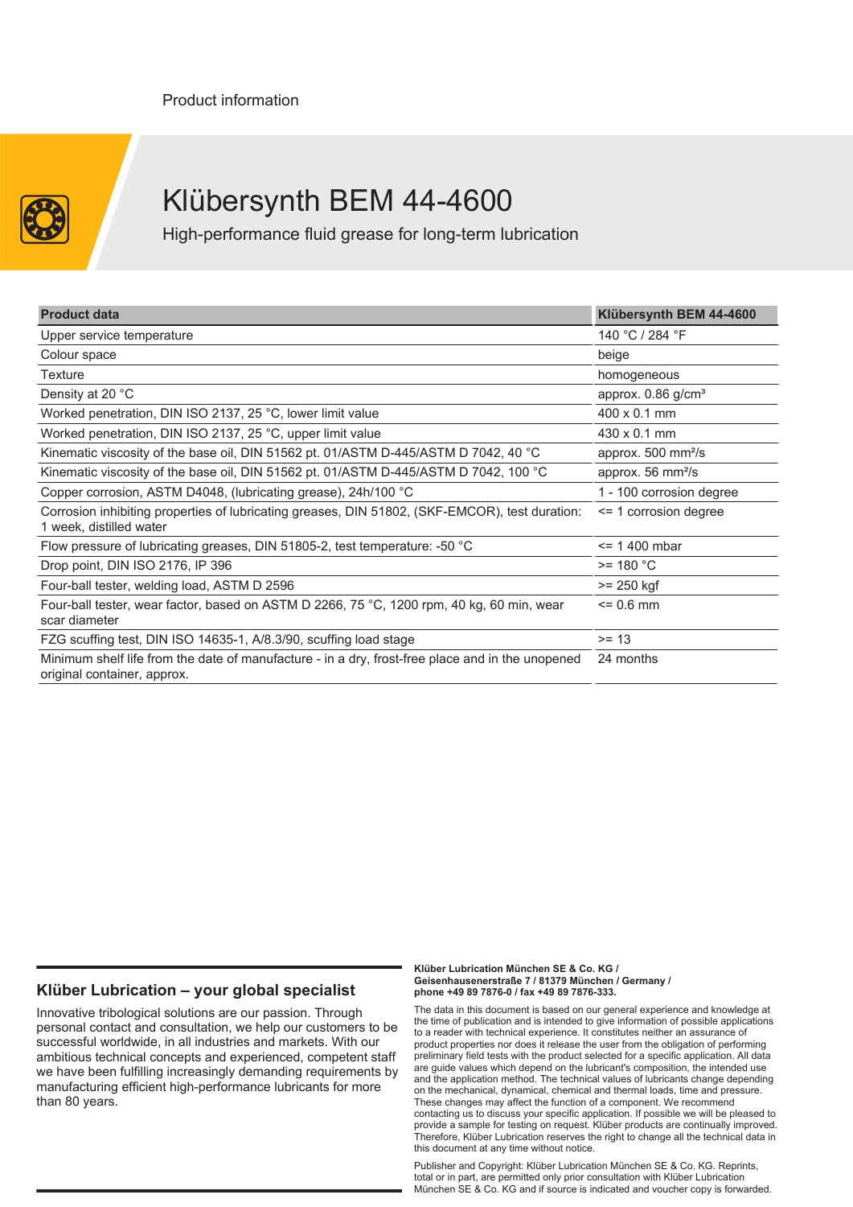Product information

# Klübersynth BEM 44-4600

High-performance fluid grease for long-term lubrication

| Product data | Klübersynth BEM 44-4600 |
| --- | --- |
| Upper service temperature | 140 °C / 284 °F |
| Colour space | beige |
| Texture | homogeneous |
| Density at 20 °C | approx. 0.86 g/cm³ |
| Worked penetration, DIN ISO 2137, 25 °C, lower limit value | 400 x 0.1 mm |
| Worked penetration, DIN ISO 2137, 25 °C, upper limit value | 430 x 0.1 mm |
| Kinematic viscosity of the base oil, DIN 51562 pt. 01/ASTM D-445/ASTM D 7042, 40 °C | approx. 500 mm²/s |
| Kinematic viscosity of the base oil, DIN 51562 pt. 01/ASTM D-445/ASTM D 7042, 100 °C | approx. 56 mm²/s |
| Copper corrosion, ASTM D4048, (lubricating grease), 24h/100 °C | 1 - 100 corrosion degree |
| Corrosion inhibiting properties of lubricating greases, DIN 51802, (SKF-EMCOR), test duration: 1 week, distilled water | <= 1 corrosion degree |
| Flow pressure of lubricating greases, DIN 51805-2, test temperature: -50 °C | <= 1 400 mbar |
| Drop point, DIN ISO 2176, IP 396 | >= 180 °C |
| Four-ball tester, welding load, ASTM D 2596 | >= 250 kgf |
| Four-ball tester, wear factor, based on ASTM D 2266, 75 °C, 1200 rpm, 40 kg, 60 min, wear scar diameter | <= 0.6 mm |
| FZG scuffing test, DIN ISO 14635-1, A/8.3/90, scuffing load stage | >= 13 |
| Minimum shelf life from the date of manufacture - in a dry, frost-free place and in the unopened original container, approx. | 24 months |

## Klüber Lubrication – your global specialist

Innovative tribological solutions are our passion. Through personal contact and consultation, we help our customers to be successful worldwide, in all industries and markets. With our ambitious technical concepts and experienced, competent staff we have been fulfilling increasingly demanding requirements by manufacturing efficient high-performance lubricants for more than 80 years.

**Klüber Lubrication München SE & Co. KG / Geisenhausenerstraße 7 / 81379 München / Germany / phone +49 89 7876-0 / fax +49 89 7876-333.**

The data in this document is based on our general experience and knowledge at the time of publication and is intended to give information of possible applications to a reader with technical experience. It constitutes neither an assurance of product properties nor does it release the user from the obligation of performing preliminary field tests with the product selected for a specific application. All data are guide values which depend on the lubricant's composition, the intended use and the application method. The technical values of lubricants change depending on the mechanical, dynamical, chemical and thermal loads, time and pressure. These changes may affect the function of a component. We recommend contacting us to discuss your specific application. If possible we will be pleased to provide a sample for testing on request. Klüber products are continually improved. Therefore, Klüber Lubrication reserves the right to change all the technical data in this document at any time without notice.

Publisher and Copyright: Klüber Lubrication München SE & Co. KG. Reprints, total or in part, are permitted only prior consultation with Klüber Lubrication München SE & Co. KG and if source is indicated and voucher copy is forwarded.